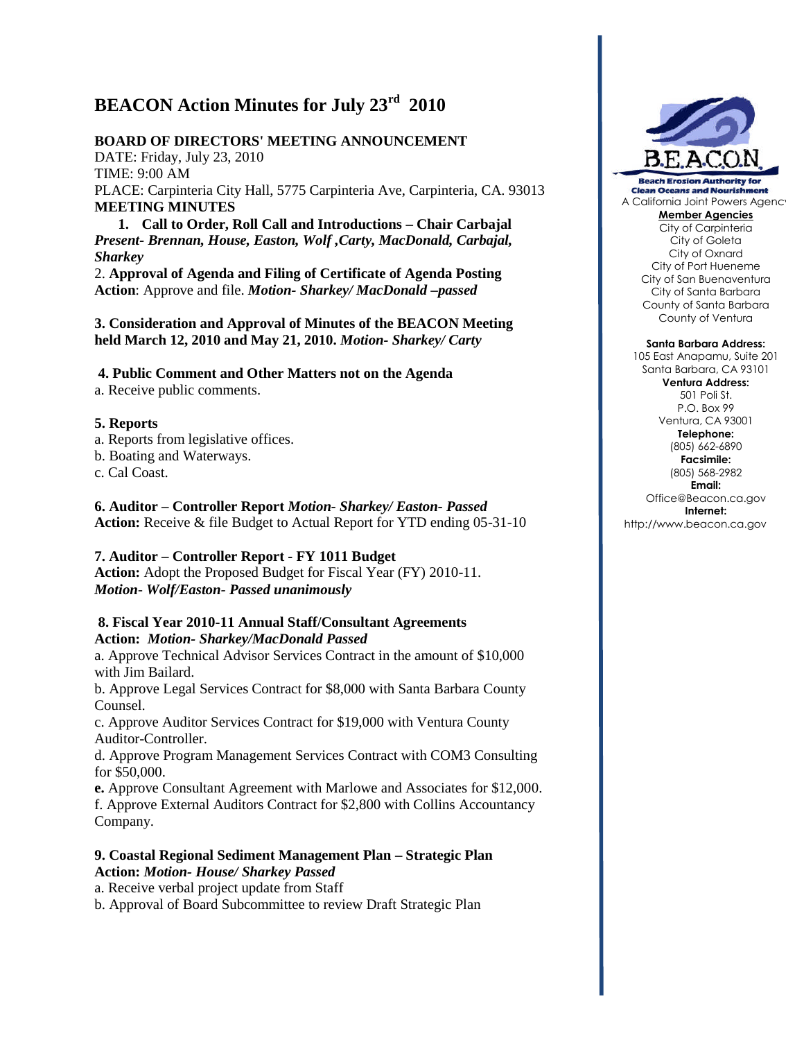# BEACON Action Minutes for July 23rd 2010

**BOARD OF DIRECTORS' MEETING ANNOUNCEMENT**

DATE: Friday, July 23, 2010

TIME: 9:00 AM

PLACE: Carpinteria City Hall, 5775 Carpinteria Ave, Carpinteria, CA. 93013

**MEETING MINUTES**

1. **Call to Order, Roll Call and Introductions – Chair Carbajal**
***Present- Brennan, House, Easton, Wolf ,Carty, MacDonald, Carbajal, Sharkey***

2. **Approval of Agenda and Filing of Certificate of Agenda Posting**
**Action**: Approve and file. ***Motion- Sharkey/ MacDonald –passed***

**3. Consideration and Approval of Minutes of the BEACON Meeting held March 12, 2010 and May 21, 2010.** ***Motion- Sharkey/ Carty***

**4. Public Comment and Other Matters not on the Agenda**

a. Receive public comments.

**5. Reports**

a. Reports from legislative offices.
b. Boating and Waterways.
c. Cal Coast.

**6. Auditor – Controller Report** ***Motion- Sharkey/ Easton- Passed***
**Action:** Receive & file Budget to Actual Report for YTD ending 05-31-10

**7. Auditor – Controller Report - FY 1011 Budget**
**Action:** Adopt the Proposed Budget for Fiscal Year (FY) 2010-11.
***Motion- Wolf/Easton- Passed unanimously***

**8. Fiscal Year 2010-11 Annual Staff/Consultant Agreements**
**Action:** ***Motion- Sharkey/MacDonald Passed***

a. Approve Technical Advisor Services Contract in the amount of $10,000 with Jim Bailard.
b. Approve Legal Services Contract for $8,000 with Santa Barbara County Counsel.
c. Approve Auditor Services Contract for $19,000 with Ventura County Auditor-Controller.
d. Approve Program Management Services Contract with COM3 Consulting for $50,000.
**e.** Approve Consultant Agreement with Marlowe and Associates for $12,000.
f. Approve External Auditors Contract for $2,800 with Collins Accountancy Company.

**9. Coastal Regional Sediment Management Plan – Strategic Plan**
**Action:** ***Motion- House/ Sharkey Passed***

a. Receive verbal project update from Staff
b. Approval of Board Subcommittee to review Draft Strategic Plan

---

**B.E.A.C.O.N.**
**Beach Erosion Authority for Clean Oceans and Nourishment**
A California Joint Powers Agency

**Member Agencies**
City of Carpinteria
City of Goleta
City of Oxnard
City of Port Hueneme
City of San Buenaventura
City of Santa Barbara
County of Santa Barbara
County of Ventura

**Santa Barbara Address:**
105 East Anapamu, Suite 201
Santa Barbara, CA 93101

**Ventura Address:**
501 Poli St.
P.O. Box 99
Ventura, CA 93001

**Telephone:**
(805) 662-6890

**Facsimile:**
(805) 568-2982

**Email:**
Office@Beacon.ca.gov

**Internet:**
http://www.beacon.ca.gov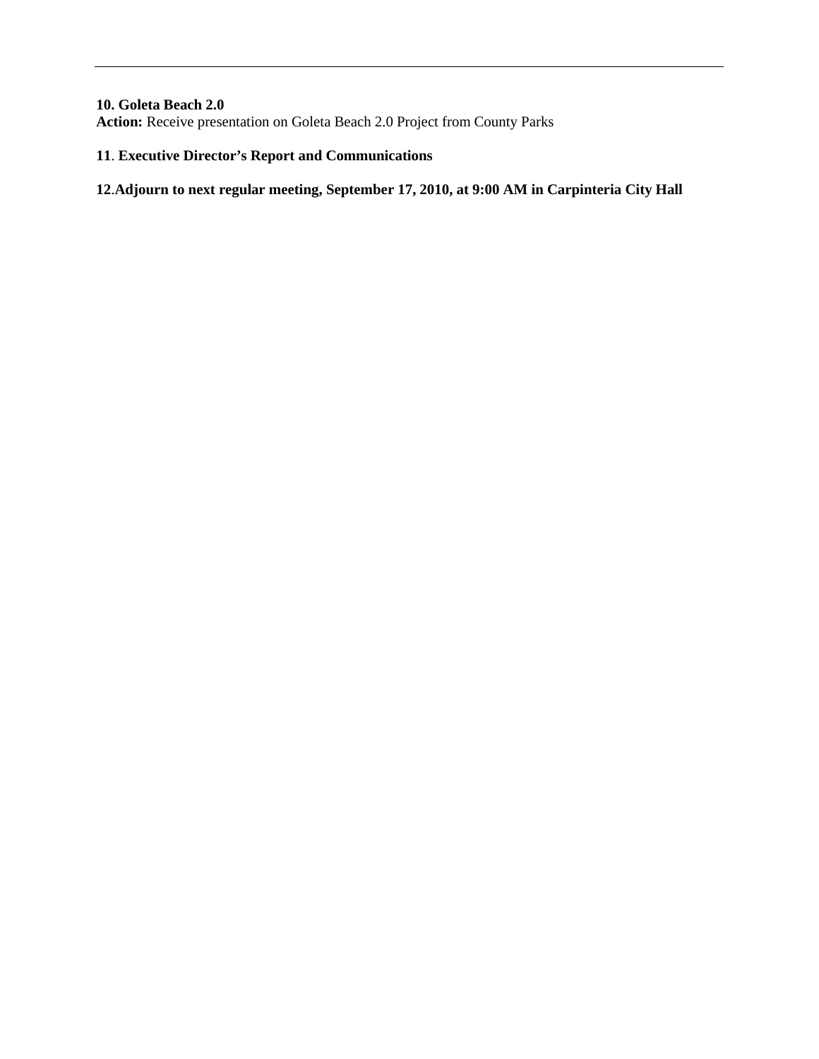---

**10. Goleta Beach 2.0**
**Action:** Receive presentation on Goleta Beach 2.0 Project from County Parks

**11**. **Executive Director's Report and Communications**

**12**.**Adjourn to next regular meeting, September 17, 2010, at 9:00 AM in Carpinteria City Hall**